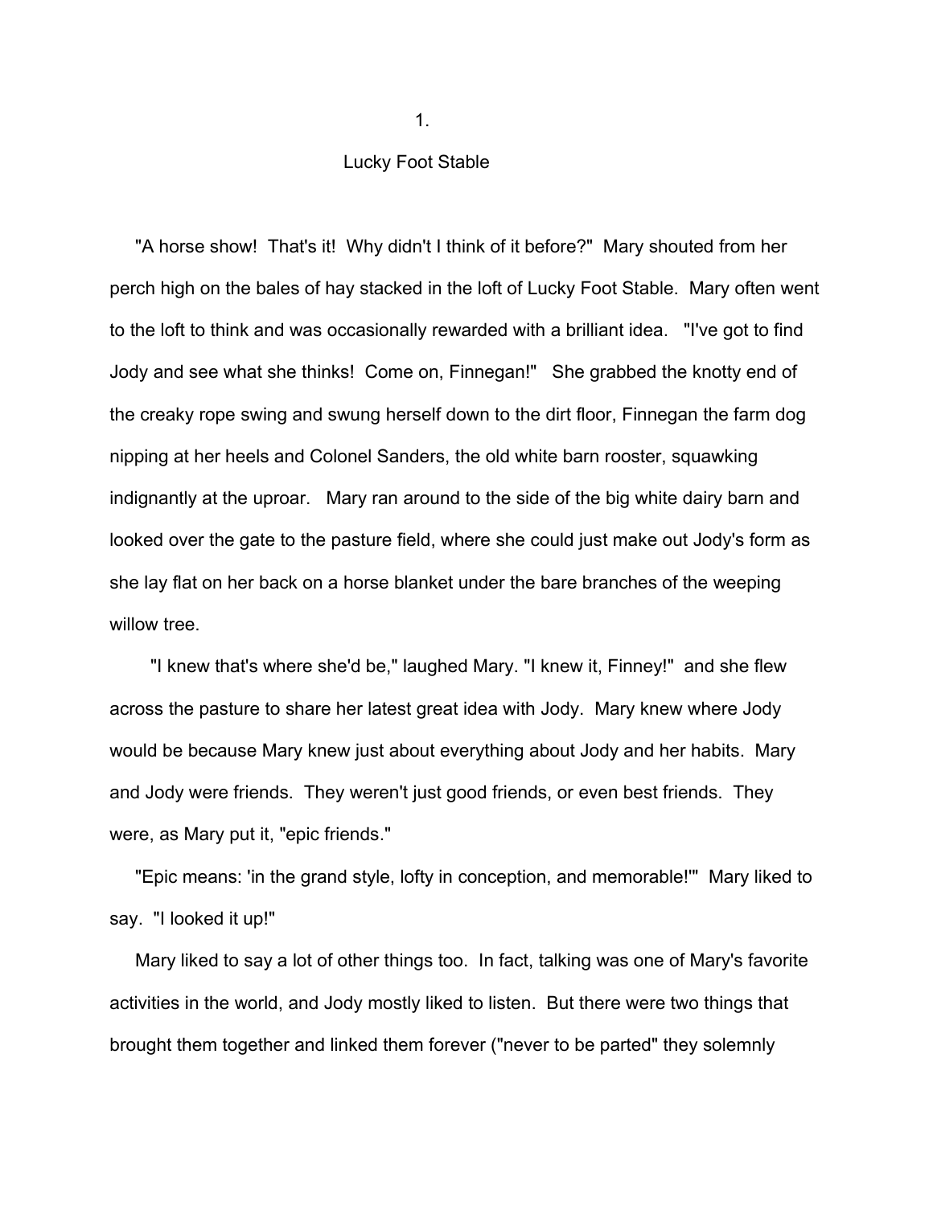# 1.

## Lucky Foot Stable

"A horse show! That's it! Why didn't I think of it before?" Mary shouted from her perch high on the bales of hay stacked in the loft of Lucky Foot Stable. Mary often went to the loft to think and was occasionally rewarded with a brilliant idea. "I've got to find Jody and see what she thinks! Come on, Finnegan!" She grabbed the knotty end of the creaky rope swing and swung herself down to the dirt floor, Finnegan the farm dog nipping at her heels and Colonel Sanders, the old white barn rooster, squawking indignantly at the uproar. Mary ran around to the side of the big white dairy barn and looked over the gate to the pasture field, where she could just make out Jody's form as she lay flat on her back on a horse blanket under the bare branches of the weeping willow tree.

"I knew that's where she'd be," laughed Mary. "I knew it, Finney!" and she flew across the pasture to share her latest great idea with Jody. Mary knew where Jody would be because Mary knew just about everything about Jody and her habits. Mary and Jody were friends. They weren't just good friends, or even best friends. They were, as Mary put it, "epic friends."

"Epic means: 'in the grand style, lofty in conception, and memorable!'" Mary liked to say. "I looked it up!"

Mary liked to say a lot of other things too. In fact, talking was one of Mary's favorite activities in the world, and Jody mostly liked to listen. But there were two things that brought them together and linked them forever ("never to be parted" they solemnly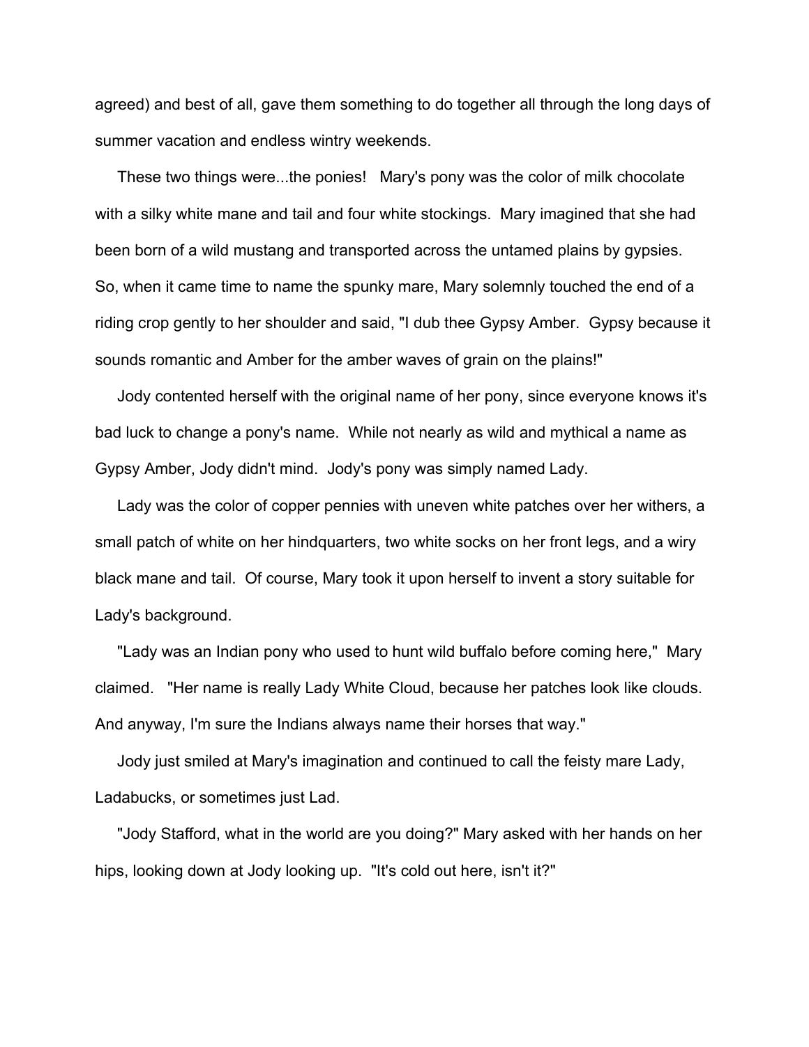agreed) and best of all, gave them something to do together all through the long days of summer vacation and endless wintry weekends.

These two things were...the ponies! Mary's pony was the color of milk chocolate with a silky white mane and tail and four white stockings. Mary imagined that she had been born of a wild mustang and transported across the untamed plains by gypsies. So, when it came time to name the spunky mare, Mary solemnly touched the end of a riding crop gently to her shoulder and said, "I dub thee Gypsy Amber. Gypsy because it sounds romantic and Amber for the amber waves of grain on the plains!"

Jody contented herself with the original name of her pony, since everyone knows it's bad luck to change a pony's name. While not nearly as wild and mythical a name as Gypsy Amber, Jody didn't mind. Jody's pony was simply named Lady.

Lady was the color of copper pennies with uneven white patches over her withers, a small patch of white on her hindquarters, two white socks on her front legs, and a wiry black mane and tail. Of course, Mary took it upon herself to invent a story suitable for Lady's background.

"Lady was an Indian pony who used to hunt wild buffalo before coming here," Mary claimed. "Her name is really Lady White Cloud, because her patches look like clouds. And anyway, I'm sure the Indians always name their horses that way."

Jody just smiled at Mary's imagination and continued to call the feisty mare Lady, Ladabucks, or sometimes just Lad.

"Jody Stafford, what in the world are you doing?" Mary asked with her hands on her hips, looking down at Jody looking up. "It's cold out here, isn't it?"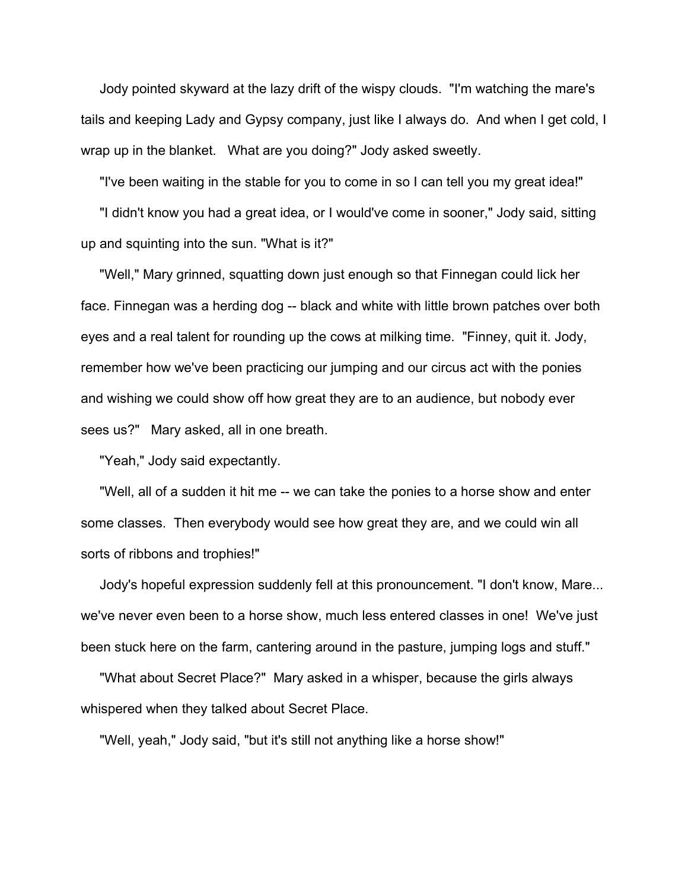Jody pointed skyward at the lazy drift of the wispy clouds. "I'm watching the mare's tails and keeping Lady and Gypsy company, just like I always do. And when I get cold, I wrap up in the blanket. What are you doing?" Jody asked sweetly.

"I've been waiting in the stable for you to come in so I can tell you my great idea!"

"I didn't know you had a great idea, or I would've come in sooner," Jody said, sitting up and squinting into the sun. "What is it?"

"Well," Mary grinned, squatting down just enough so that Finnegan could lick her face. Finnegan was a herding dog -- black and white with little brown patches over both eyes and a real talent for rounding up the cows at milking time. "Finney, quit it. Jody, remember how we've been practicing our jumping and our circus act with the ponies and wishing we could show off how great they are to an audience, but nobody ever sees us?" Mary asked, all in one breath.

"Yeah," Jody said expectantly.

"Well, all of a sudden it hit me -- we can take the ponies to a horse show and enter some classes. Then everybody would see how great they are, and we could win all sorts of ribbons and trophies!"

Jody's hopeful expression suddenly fell at this pronouncement. "I don't know, Mare... we've never even been to a horse show, much less entered classes in one! We've just been stuck here on the farm, cantering around in the pasture, jumping logs and stuff."

"What about Secret Place?" Mary asked in a whisper, because the girls always whispered when they talked about Secret Place.

"Well, yeah," Jody said, "but it's still not anything like a horse show!"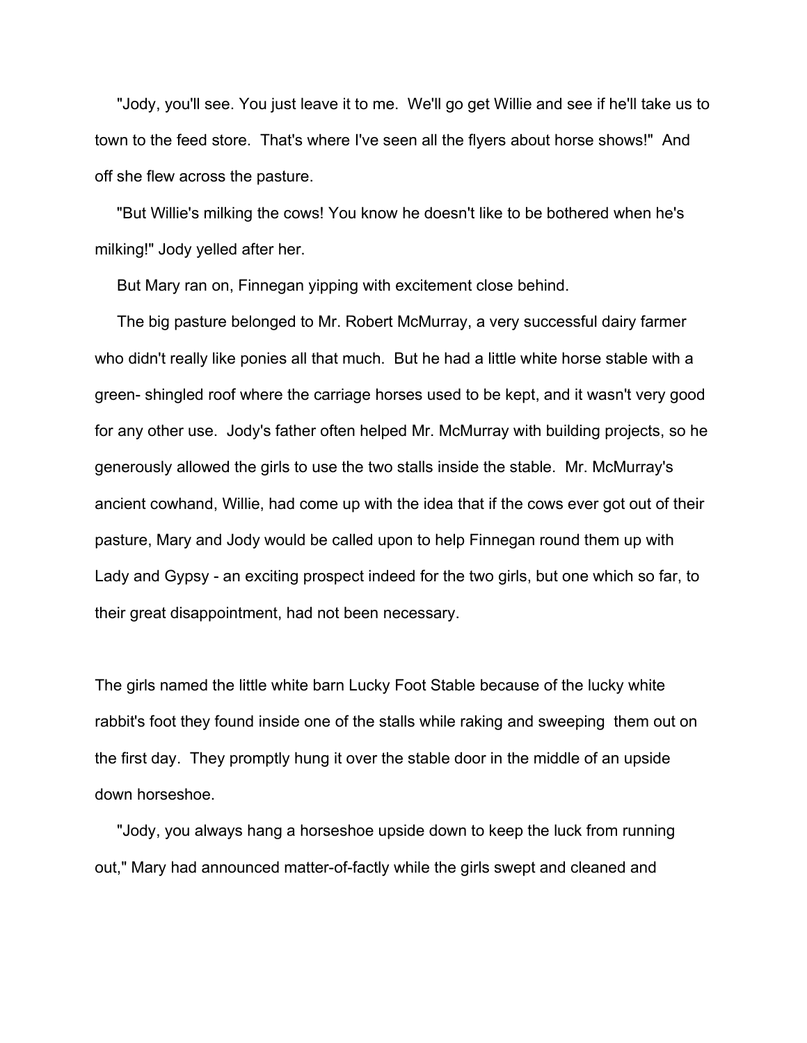"Jody, you'll see. You just leave it to me. We'll go get Willie and see if he'll take us to town to the feed store. That's where I've seen all the flyers about horse shows!" And off she flew across the pasture.

"But Willie's milking the cows! You know he doesn't like to be bothered when he's milking!" Jody yelled after her.

But Mary ran on, Finnegan yipping with excitement close behind.

The big pasture belonged to Mr. Robert McMurray, a very successful dairy farmer who didn't really like ponies all that much. But he had a little white horse stable with a green- shingled roof where the carriage horses used to be kept, and it wasn't very good for any other use. Jody's father often helped Mr. McMurray with building projects, so he generously allowed the girls to use the two stalls inside the stable. Mr. McMurray's ancient cowhand, Willie, had come up with the idea that if the cows ever got out of their pasture, Mary and Jody would be called upon to help Finnegan round them up with Lady and Gypsy - an exciting prospect indeed for the two girls, but one which so far, to their great disappointment, had not been necessary.

The girls named the little white barn Lucky Foot Stable because of the lucky white rabbit's foot they found inside one of the stalls while raking and sweeping them out on the first day. They promptly hung it over the stable door in the middle of an upside down horseshoe.

"Jody, you always hang a horseshoe upside down to keep the luck from running out," Mary had announced matter-of-factly while the girls swept and cleaned and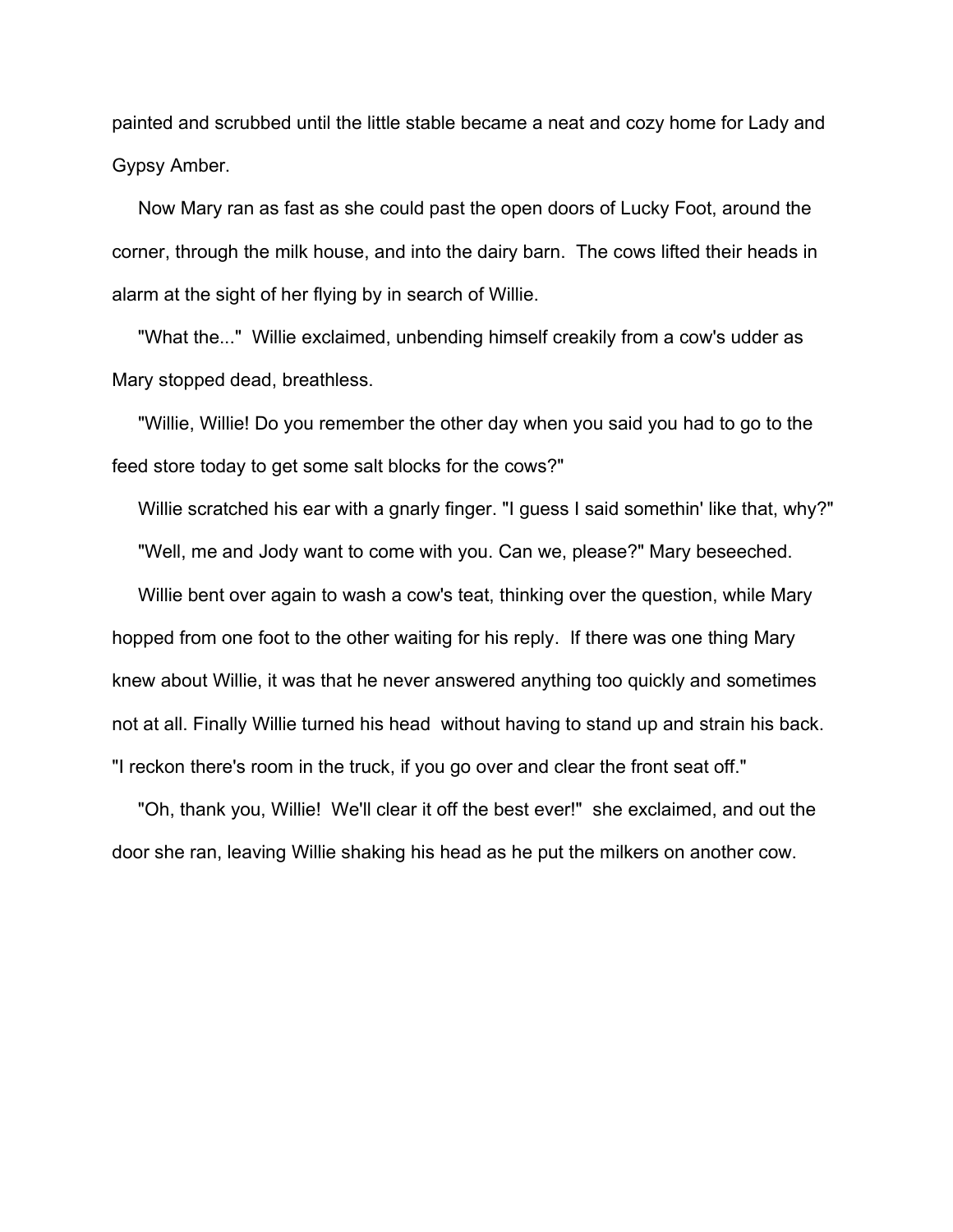painted and scrubbed until the little stable became a neat and cozy home for Lady and Gypsy Amber.

Now Mary ran as fast as she could past the open doors of Lucky Foot, around the corner, through the milk house, and into the dairy barn. The cows lifted their heads in alarm at the sight of her flying by in search of Willie.

"What the..." Willie exclaimed, unbending himself creakily from a cow's udder as Mary stopped dead, breathless.

"Willie, Willie! Do you remember the other day when you said you had to go to the feed store today to get some salt blocks for the cows?"

Willie scratched his ear with a gnarly finger. "I guess I said somethin' like that, why?"

"Well, me and Jody want to come with you. Can we, please?" Mary beseeched.

Willie bent over again to wash a cow's teat, thinking over the question, while Mary hopped from one foot to the other waiting for his reply. If there was one thing Mary knew about Willie, it was that he never answered anything too quickly and sometimes not at all. Finally Willie turned his head without having to stand up and strain his back. "I reckon there's room in the truck, if you go over and clear the front seat off."

"Oh, thank you, Willie! We'll clear it off the best ever!" she exclaimed, and out the door she ran, leaving Willie shaking his head as he put the milkers on another cow.